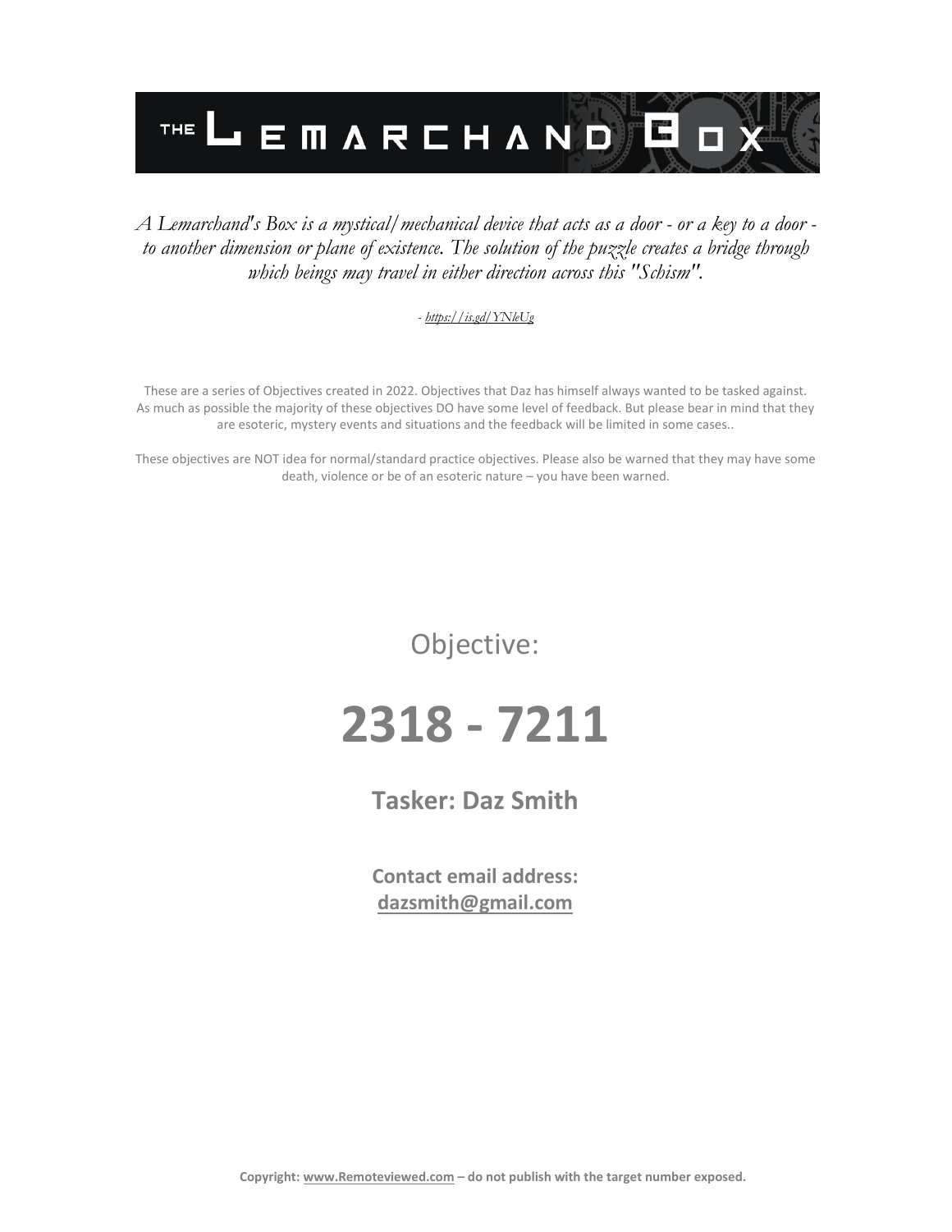# THE LEMARCHAND BOX

*A Lemarchand's Box is a mystical/mechanical device that acts as a door - or a key to a door - to another dimension or plane of existence. The solution of the puzzle creates a bridge through which beings may travel in either direction across this "Schism".*

*- https://is.gd/YNleUg*

These are a series of Objectives created in 2022. Objectives that Daz has himself always wanted to be tasked against. As much as possible the majority of these objectives DO have some level of feedback. But please bear in mind that they are esoteric, mystery events and situations and the feedback will be limited in some cases..

These objectives are NOT idea for normal/standard practice objectives. Please also be warned that they may have some death, violence or be of an esoteric nature – you have been warned.

Objective:

# 2318 - 7211

## Tasker: Daz Smith

**Contact email address:**
**dazsmith@gmail.com**

**Copyright: www.Remoteviewed.com – do not publish with the target number exposed.**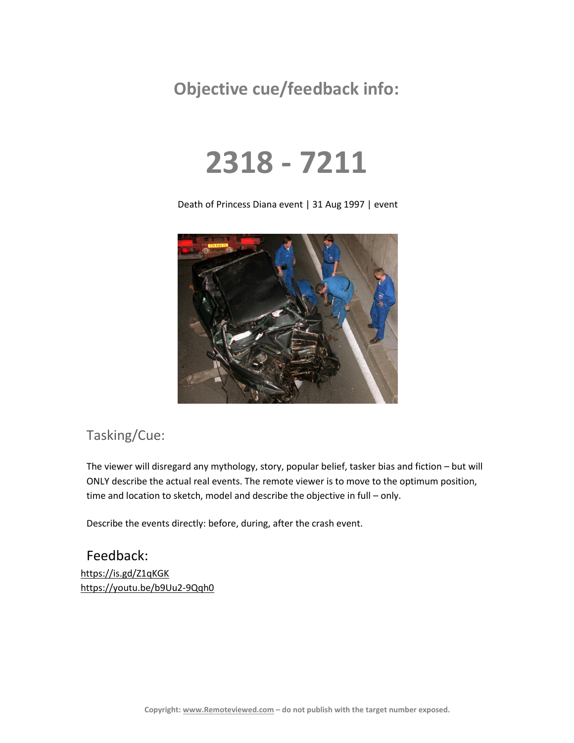# Objective cue/feedback info:

# 2318 - 7211

Death of Princess Diana event | 31 Aug 1997 | event

## Tasking/Cue:

The viewer will disregard any mythology, story, popular belief, tasker bias and fiction – but will ONLY describe the actual real events. The remote viewer is to move to the optimum position, time and location to sketch, model and describe the objective in full – only.

Describe the events directly: before, during, after the crash event.

## Feedback:

https://is.gd/Z1qKGK
https://youtu.be/b9Uu2-9Qqh0

Copyright: www.Remoteviewed.com – do not publish with the target number exposed.